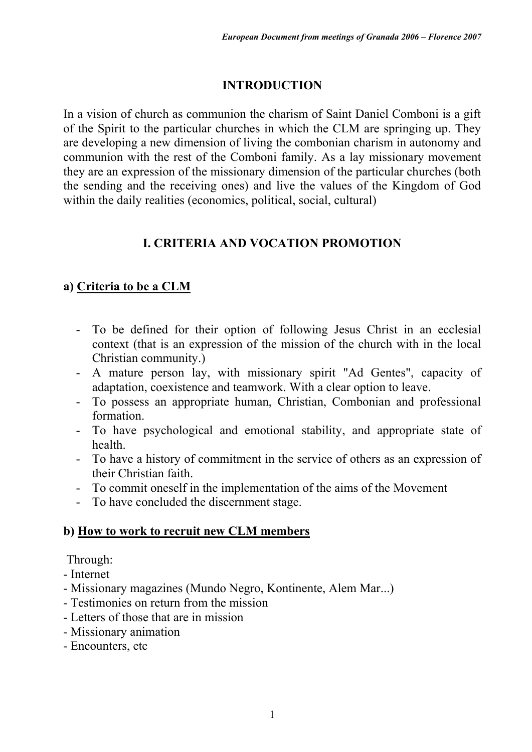## INTRODUCTION

In a vision of church as communion the charism of Saint Daniel Comboni is a gift of the Spirit to the particular churches in which the CLM are springing up. They are developing a new dimension of living the combonian charism in autonomy and communion with the rest of the Comboni family. As a lay missionary movement they are an expression of the missionary dimension of the particular churches (both the sending and the receiving ones) and live the values of the Kingdom of God within the daily realities (economics, political, social, cultural)

## I. CRITERIA AND VOCATION PROMOTION

### a) Criteria to be a CLM

- To be defined for their option of following Jesus Christ in an ecclesial context (that is an expression of the mission of the church with in the local Christian community.)
- A mature person lay, with missionary spirit "Ad Gentes", capacity of adaptation, coexistence and teamwork. With a clear option to leave.
- To possess an appropriate human, Christian, Combonian and professional formation.
- To have psychological and emotional stability, and appropriate state of health.
- To have a history of commitment in the service of others as an expression of their Christian faith.
- To commit oneself in the implementation of the aims of the Movement
- To have concluded the discernment stage.

### b) How to work to recruit new CLM members

Through:

- Internet
- Missionary magazines (Mundo Negro, Kontinente, Alem Mar...)
- Testimonies on return from the mission
- Letters of those that are in mission
- Missionary animation
- Encounters, etc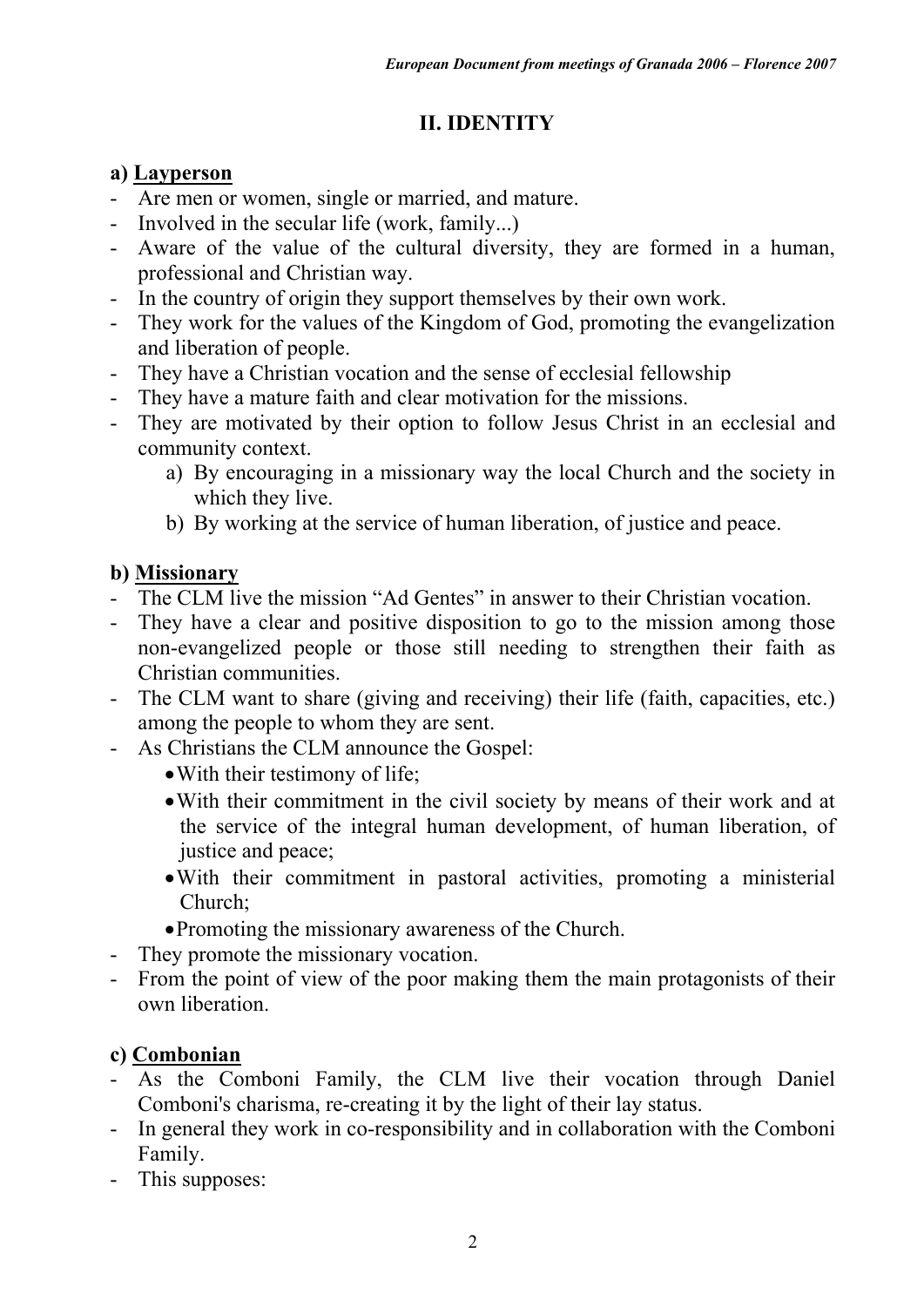## II. IDENTITY

### a) Layperson

- Are men or women, single or married, and mature.
- Involved in the secular life (work, family...)
- Aware of the value of the cultural diversity, they are formed in a human, professional and Christian way.
- In the country of origin they support themselves by their own work.
- They work for the values of the Kingdom of God, promoting the evangelization and liberation of people.
- They have a Christian vocation and the sense of ecclesial fellowship
- They have a mature faith and clear motivation for the missions.
- They are motivated by their option to follow Jesus Christ in an ecclesial and community context.
    a) By encouraging in a missionary way the local Church and the society in which they live.
    b) By working at the service of human liberation, of justice and peace.

### b) Missionary

- The CLM live the mission "Ad Gentes" in answer to their Christian vocation.
- They have a clear and positive disposition to go to the mission among those non-evangelized people or those still needing to strengthen their faith as Christian communities.
- The CLM want to share (giving and receiving) their life (faith, capacities, etc.) among the people to whom they are sent.
- As Christians the CLM announce the Gospel:
    - With their testimony of life;
    - With their commitment in the civil society by means of their work and at the service of the integral human development, of human liberation, of justice and peace;
    - With their commitment in pastoral activities, promoting a ministerial Church;
    - Promoting the missionary awareness of the Church.
- They promote the missionary vocation.
- From the point of view of the poor making them the main protagonists of their own liberation.

### c) Combonian

- As the Comboni Family, the CLM live their vocation through Daniel Comboni's charisma, re-creating it by the light of their lay status.
- In general they work in co-responsibility and in collaboration with the Comboni Family.
- This supposes: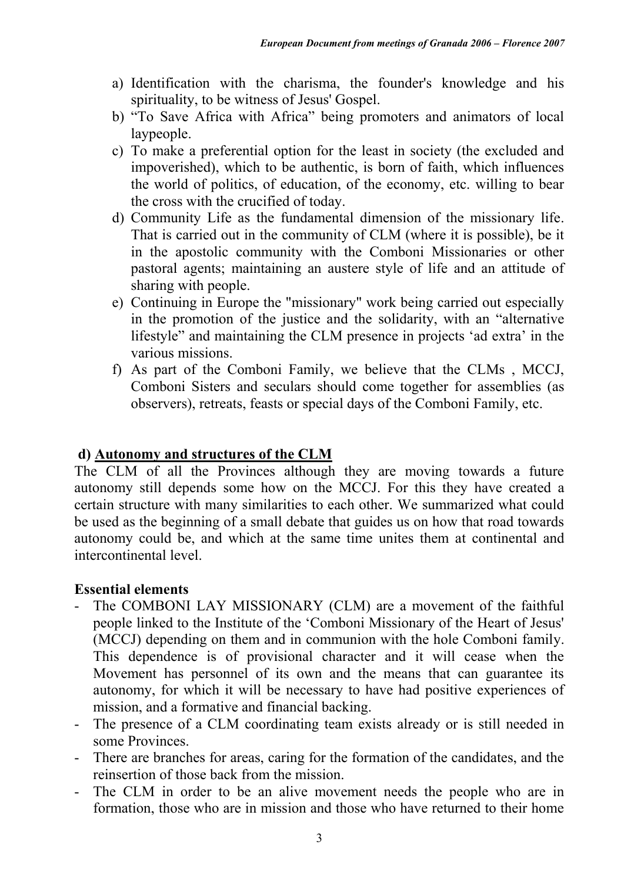a) Identification with the charisma, the founder's knowledge and his spirituality, to be witness of Jesus' Gospel.
b) "To Save Africa with Africa" being promoters and animators of local laypeople.
c) To make a preferential option for the least in society (the excluded and impoverished), which to be authentic, is born of faith, which influences the world of politics, of education, of the economy, etc. willing to bear the cross with the crucified of today.
d) Community Life as the fundamental dimension of the missionary life. That is carried out in the community of CLM (where it is possible), be it in the apostolic community with the Comboni Missionaries or other pastoral agents; maintaining an austere style of life and an attitude of sharing with people.
e) Continuing in Europe the "missionary" work being carried out especially in the promotion of the justice and the solidarity, with an "alternative lifestyle" and maintaining the CLM presence in projects 'ad extra' in the various missions.
f) As part of the Comboni Family, we believe that the CLMs , MCCJ, Comboni Sisters and seculars should come together for assemblies (as observers), retreats, feasts or special days of the Comboni Family, etc.

### d) <u>Autonomy and structures of the CLM</u>

The CLM of all the Provinces although they are moving towards a future autonomy still depends some how on the MCCJ. For this they have created a certain structure with many similarities to each other. We summarized what could be used as the beginning of a small debate that guides us on how that road towards autonomy could be, and which at the same time unites them at continental and intercontinental level.

**Essential elements**

- The COMBONI LAY MISSIONARY (CLM) are a movement of the faithful people linked to the Institute of the 'Comboni Missionary of the Heart of Jesus' (MCCJ) depending on them and in communion with the hole Comboni family. This dependence is of provisional character and it will cease when the Movement has personnel of its own and the means that can guarantee its autonomy, for which it will be necessary to have had positive experiences of mission, and a formative and financial backing.
- The presence of a CLM coordinating team exists already or is still needed in some Provinces.
- There are branches for areas, caring for the formation of the candidates, and the reinsertion of those back from the mission.
- The CLM in order to be an alive movement needs the people who are in formation, those who are in mission and those who have returned to their home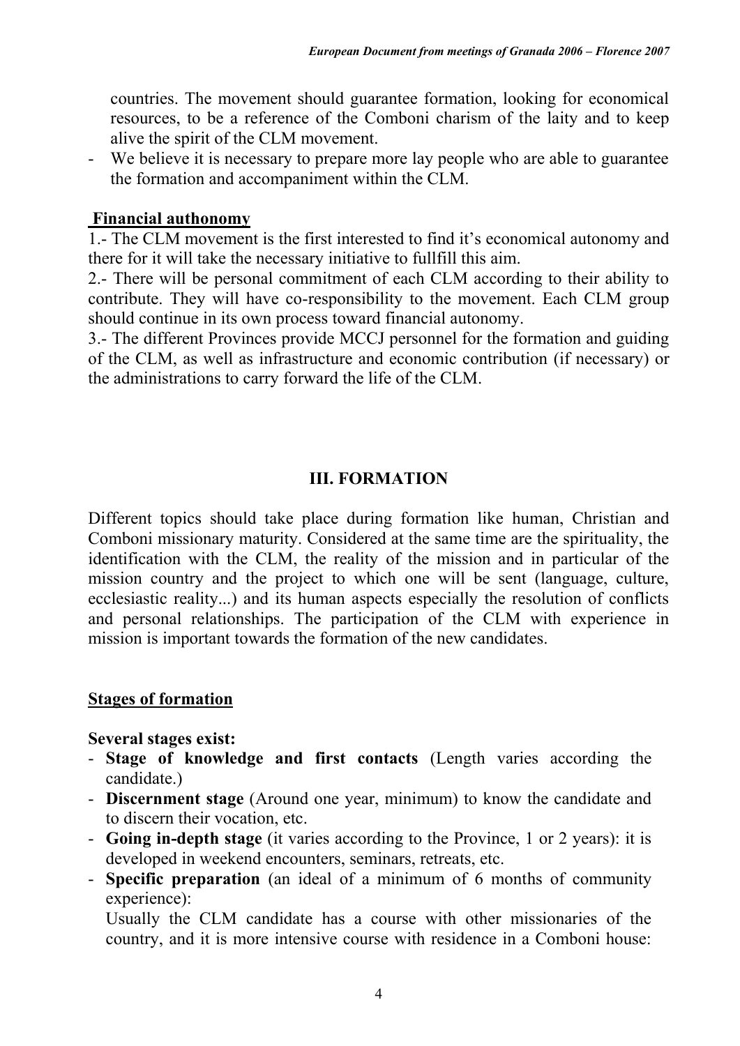countries. The movement should guarantee formation, looking for economical resources, to be a reference of the Comboni charism of the laity and to keep alive the spirit of the CLM movement.

- We believe it is necessary to prepare more lay people who are able to guarantee the formation and accompaniment within the CLM.

**Financial authonomy**

1.- The CLM movement is the first interested to find it's economical autonomy and there for it will take the necessary initiative to fullfill this aim.

2.- There will be personal commitment of each CLM according to their ability to contribute. They will have co-responsibility to the movement. Each CLM group should continue in its own process toward financial autonomy.

3.- The different Provinces provide MCCJ personnel for the formation and guiding of the CLM, as well as infrastructure and economic contribution (if necessary) or the administrations to carry forward the life of the CLM.

## III. FORMATION

Different topics should take place during formation like human, Christian and Comboni missionary maturity. Considered at the same time are the spirituality, the identification with the CLM, the reality of the mission and in particular of the mission country and the project to which one will be sent (language, culture, ecclesiastic reality...) and its human aspects especially the resolution of conflicts and personal relationships. The participation of the CLM with experience in mission is important towards the formation of the new candidates.

**Stages of formation**

**Several stages exist:**

- **Stage of knowledge and first contacts** (Length varies according the candidate.)
- **Discernment stage** (Around one year, minimum) to know the candidate and to discern their vocation, etc.
- **Going in-depth stage** (it varies according to the Province, 1 or 2 years): it is developed in weekend encounters, seminars, retreats, etc.
- **Specific preparation** (an ideal of a minimum of 6 months of community experience):

  Usually the CLM candidate has a course with other missionaries of the country, and it is more intensive course with residence in a Comboni house: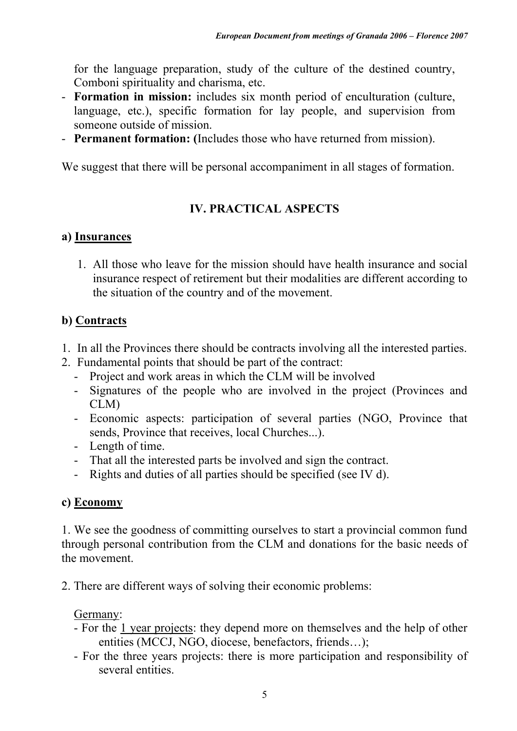for the language preparation, study of the culture of the destined country, Comboni spirituality and charisma, etc.

- **Formation in mission:** includes six month period of enculturation (culture, language, etc.), specific formation for lay people, and supervision from someone outside of mission.
- **Permanent formation: (**Includes those who have returned from mission).

We suggest that there will be personal accompaniment in all stages of formation.

## IV. PRACTICAL ASPECTS

### a) Insurances

1. All those who leave for the mission should have health insurance and social insurance respect of retirement but their modalities are different according to the situation of the country and of the movement.

### b) Contracts

1. In all the Provinces there should be contracts involving all the interested parties.
2. Fundamental points that should be part of the contract:
   - Project and work areas in which the CLM will be involved
   - Signatures of the people who are involved in the project (Provinces and CLM)
   - Economic aspects: participation of several parties (NGO, Province that sends, Province that receives, local Churches...).
   - Length of time.
   - That all the interested parts be involved and sign the contract.
   - Rights and duties of all parties should be specified (see IV d).

### c) Economy

1. We see the goodness of committing ourselves to start a provincial common fund through personal contribution from the CLM and donations for the basic needs of the movement.

2. There are different ways of solving their economic problems:

Germany:

- For the 1 year projects: they depend more on themselves and the help of other entities (MCCJ, NGO, diocese, benefactors, friends…);
- For the three years projects: there is more participation and responsibility of several entities.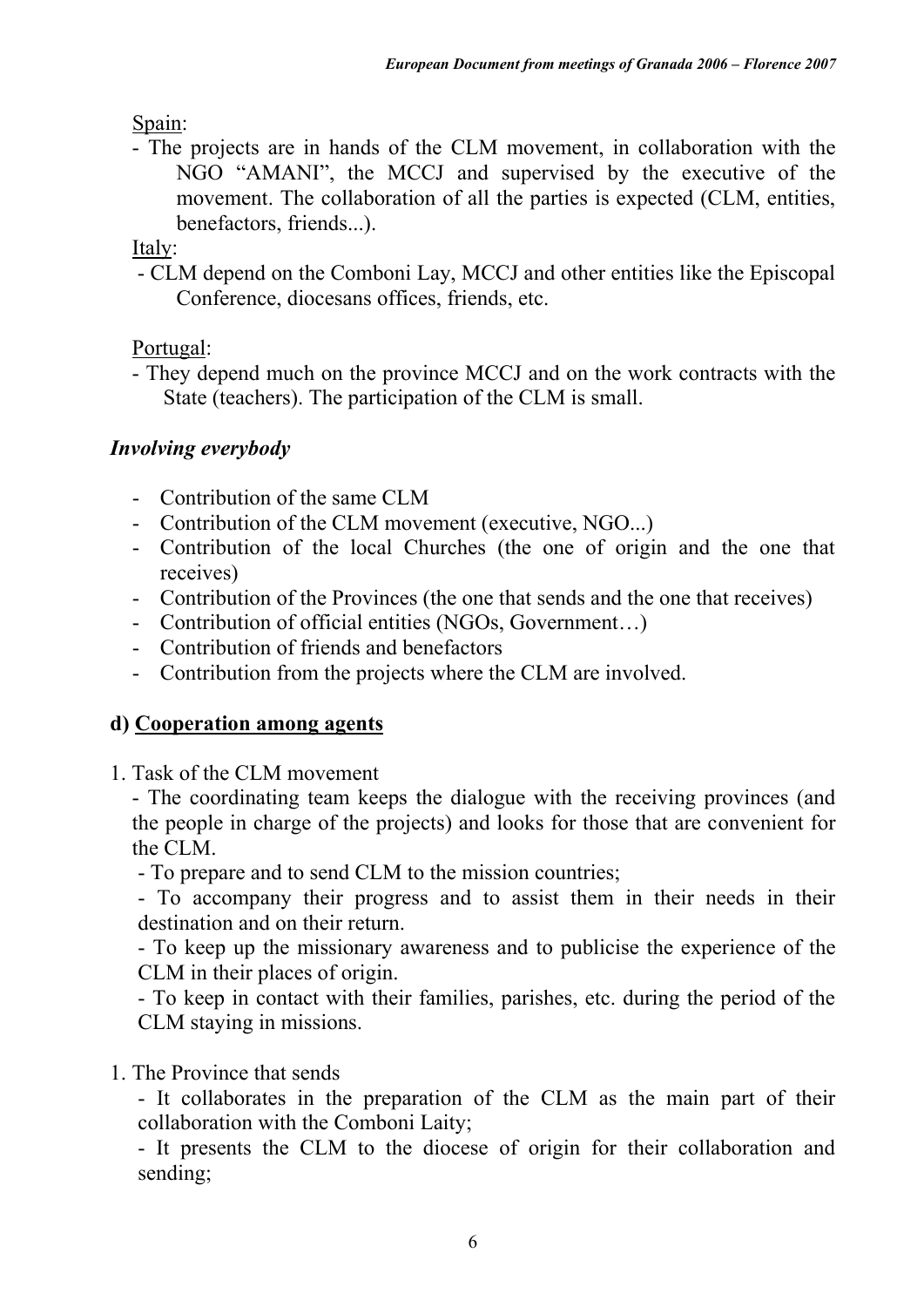Spain:

- The projects are in hands of the CLM movement, in collaboration with the NGO "AMANI", the MCCJ and supervised by the executive of the movement. The collaboration of all the parties is expected (CLM, entities, benefactors, friends...).

Italy:

- CLM depend on the Comboni Lay, MCCJ and other entities like the Episcopal Conference, diocesans offices, friends, etc.

Portugal:

- They depend much on the province MCCJ and on the work contracts with the State (teachers). The participation of the CLM is small.

### *Involving everybody*

- Contribution of the same CLM
- Contribution of the CLM movement (executive, NGO...)
- Contribution of the local Churches (the one of origin and the one that receives)
- Contribution of the Provinces (the one that sends and the one that receives)
- Contribution of official entities (NGOs, Government…)
- Contribution of friends and benefactors
- Contribution from the projects where the CLM are involved.

### d) Cooperation among agents

1. Task of the CLM movement

   - The coordinating team keeps the dialogue with the receiving provinces (and the people in charge of the projects) and looks for those that are convenient for the CLM.
   - To prepare and to send CLM to the mission countries;
   - To accompany their progress and to assist them in their needs in their destination and on their return.
   - To keep up the missionary awareness and to publicise the experience of the CLM in their places of origin.
   - To keep in contact with their families, parishes, etc. during the period of the CLM staying in missions.

1. The Province that sends

   - It collaborates in the preparation of the CLM as the main part of their collaboration with the Comboni Laity;
   - It presents the CLM to the diocese of origin for their collaboration and sending;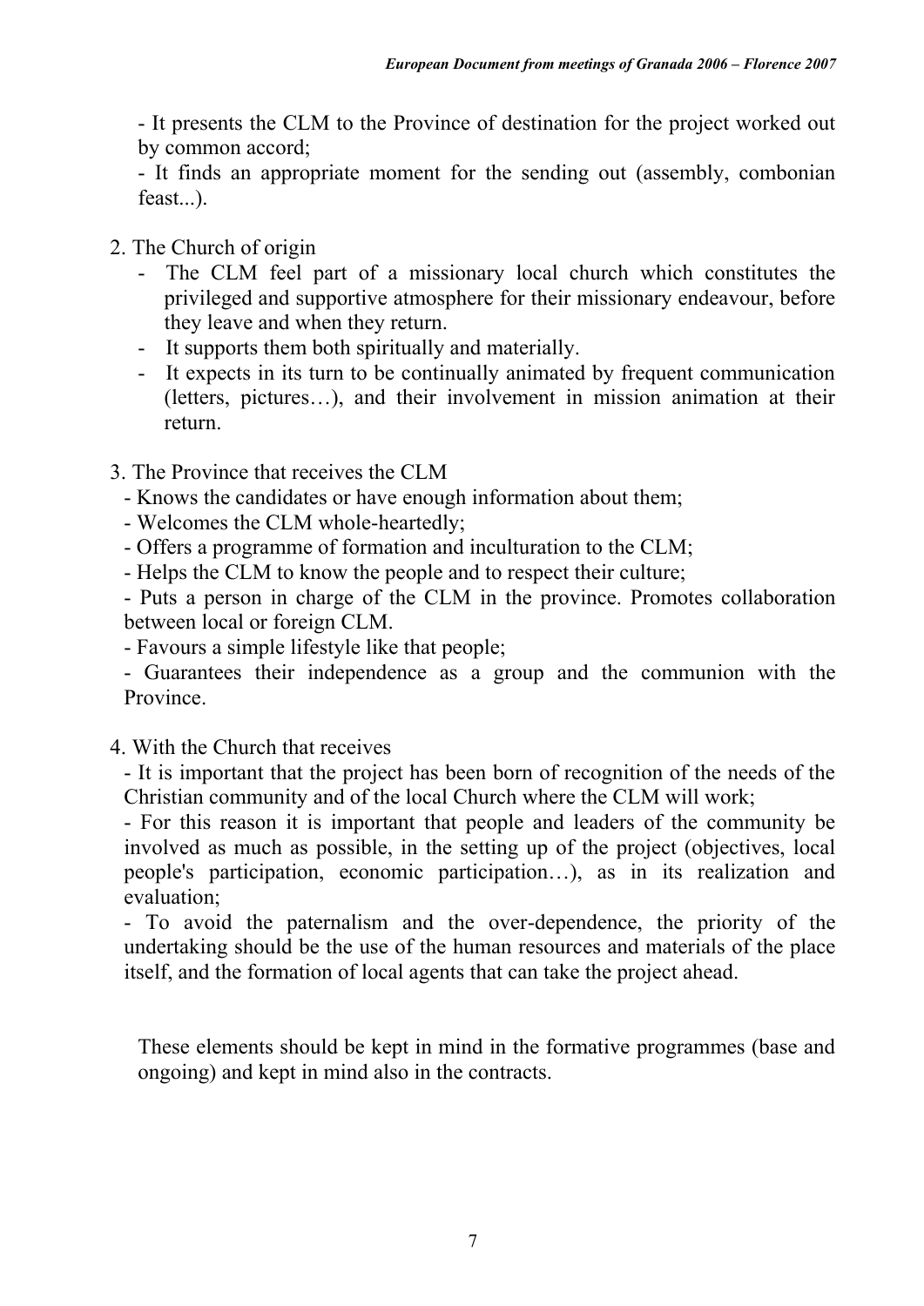- It presents the CLM to the Province of destination for the project worked out by common accord;

- It finds an appropriate moment for the sending out (assembly, combonian feast...).

2. The Church of origin
   - The CLM feel part of a missionary local church which constitutes the privileged and supportive atmosphere for their missionary endeavour, before they leave and when they return.
   - It supports them both spiritually and materially.
   - It expects in its turn to be continually animated by frequent communication (letters, pictures…), and their involvement in mission animation at their return.

3. The Province that receives the CLM
   - Knows the candidates or have enough information about them;
   - Welcomes the CLM whole-heartedly;
   - Offers a programme of formation and inculturation to the CLM;
   - Helps the CLM to know the people and to respect their culture;
   - Puts a person in charge of the CLM in the province. Promotes collaboration between local or foreign CLM.
   - Favours a simple lifestyle like that people;
   - Guarantees their independence as a group and the communion with the Province.

4. With the Church that receives
   - It is important that the project has been born of recognition of the needs of the Christian community and of the local Church where the CLM will work;
   - For this reason it is important that people and leaders of the community be involved as much as possible, in the setting up of the project (objectives, local people's participation, economic participation…), as in its realization and evaluation;
   - To avoid the paternalism and the over-dependence, the priority of the undertaking should be the use of the human resources and materials of the place itself, and the formation of local agents that can take the project ahead.

These elements should be kept in mind in the formative programmes (base and ongoing) and kept in mind also in the contracts.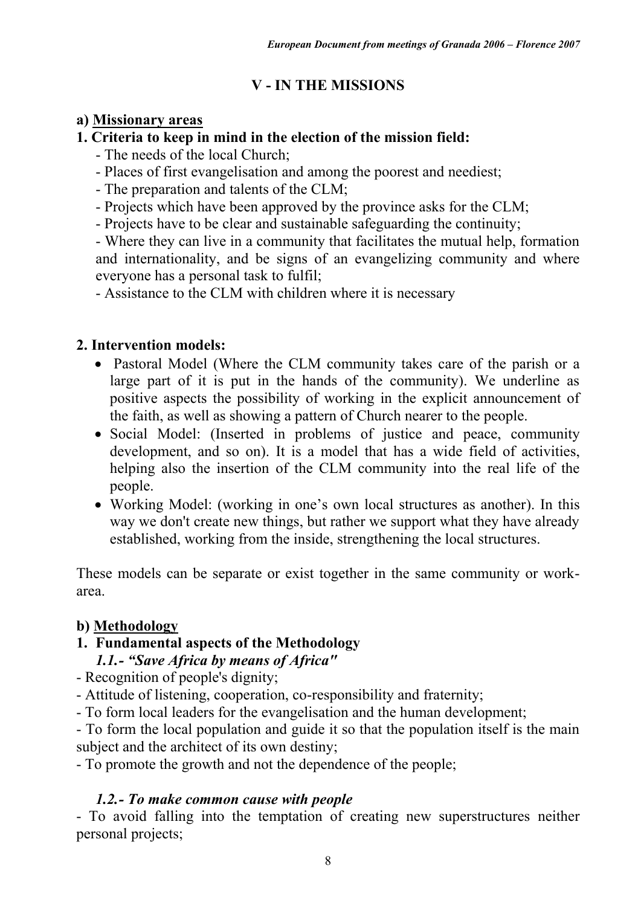## V - IN THE MISSIONS

### a) Missionary areas

**1. Criteria to keep in mind in the election of the mission field:**

- The needs of the local Church;
- Places of first evangelisation and among the poorest and neediest;
- The preparation and talents of the CLM;
- Projects which have been approved by the province asks for the CLM;
- Projects have to be clear and sustainable safeguarding the continuity;
- Where they can live in a community that facilitates the mutual help, formation and internationality, and be signs of an evangelizing community and where everyone has a personal task to fulfil;
- Assistance to the CLM with children where it is necessary

**2. Intervention models:**

- Pastoral Model (Where the CLM community takes care of the parish or a large part of it is put in the hands of the community). We underline as positive aspects the possibility of working in the explicit announcement of the faith, as well as showing a pattern of Church nearer to the people.
- Social Model: (Inserted in problems of justice and peace, community development, and so on). It is a model that has a wide field of activities, helping also the insertion of the CLM community into the real life of the people.
- Working Model: (working in one's own local structures as another). In this way we don't create new things, but rather we support what they have already established, working from the inside, strengthening the local structures.

These models can be separate or exist together in the same community or work-area.

### b) Methodology

**1. Fundamental aspects of the Methodology**

***1.1.- "Save Africa by means of Africa"***

- Recognition of people's dignity;
- Attitude of listening, cooperation, co-responsibility and fraternity;
- To form local leaders for the evangelisation and the human development;
- To form the local population and guide it so that the population itself is the main subject and the architect of its own destiny;
- To promote the growth and not the dependence of the people;

***1.2.- To make common cause with people***

- To avoid falling into the temptation of creating new superstructures neither personal projects;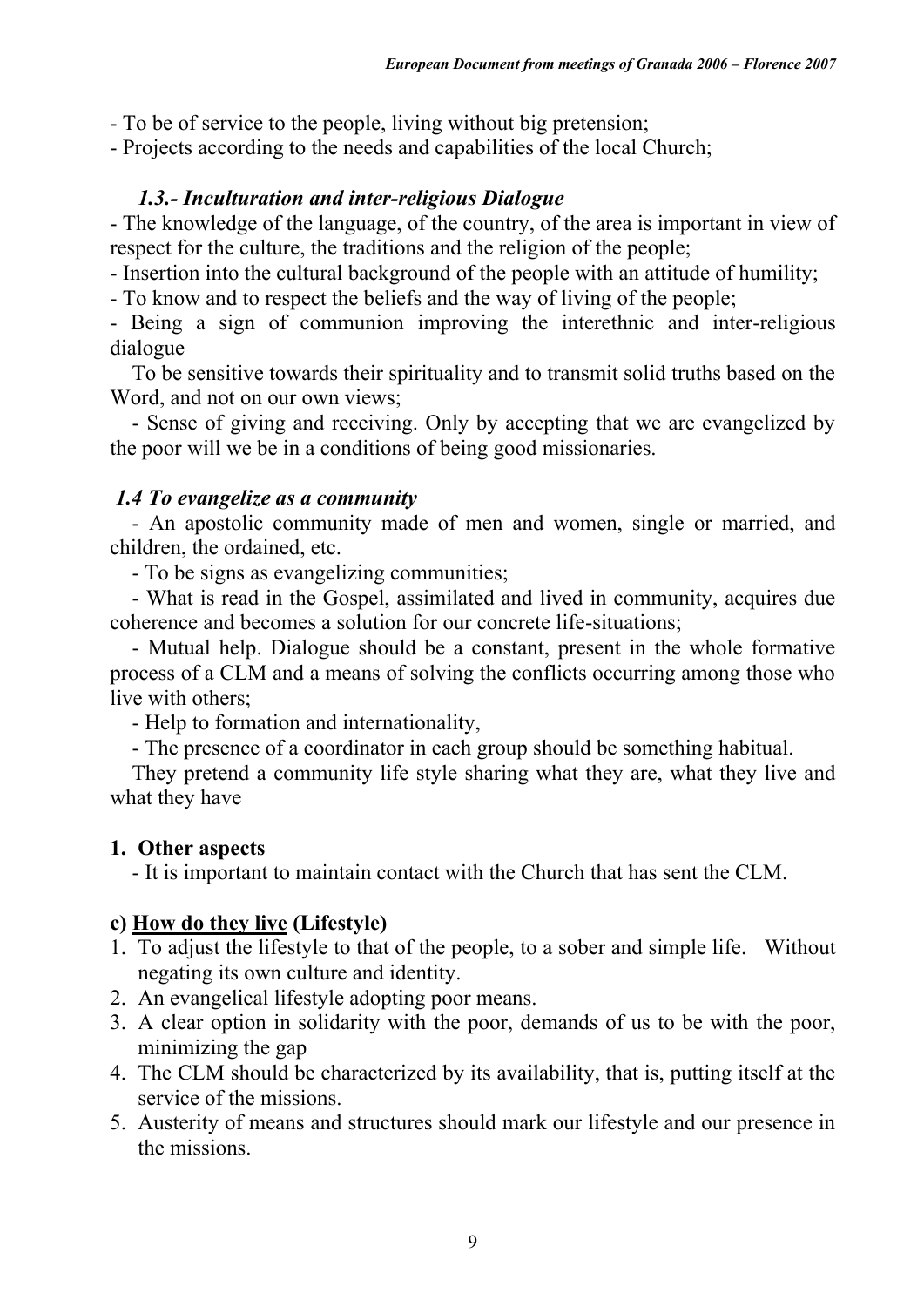- To be of service to the people, living without big pretension;
- Projects according to the needs and capabilities of the local Church;

### *1.3.- Inculturation and inter-religious Dialogue*

- The knowledge of the language, of the country, of the area is important in view of respect for the culture, the traditions and the religion of the people;
- Insertion into the cultural background of the people with an attitude of humility;
- To know and to respect the beliefs and the way of living of the people;
- Being a sign of communion improving the interethnic and inter-religious dialogue

To be sensitive towards their spirituality and to transmit solid truths based on the Word, and not on our own views;

- Sense of giving and receiving. Only by accepting that we are evangelized by the poor will we be in a conditions of being good missionaries.

### *1.4 To evangelize as a community*

- An apostolic community made of men and women, single or married, and children, the ordained, etc.
- To be signs as evangelizing communities;
- What is read in the Gospel, assimilated and lived in community, acquires due coherence and becomes a solution for our concrete life-situations;
- Mutual help. Dialogue should be a constant, present in the whole formative process of a CLM and a means of solving the conflicts occurring among those who live with others;
- Help to formation and internationality,
- The presence of a coordinator in each group should be something habitual.

They pretend a community life style sharing what they are, what they live and what they have

### 1. Other aspects

- It is important to maintain contact with the Church that has sent the CLM.

### c) <u>How do they live</u> (Lifestyle)

1. To adjust the lifestyle to that of the people, to a sober and simple life. Without negating its own culture and identity.
2. An evangelical lifestyle adopting poor means.
3. A clear option in solidarity with the poor, demands of us to be with the poor, minimizing the gap
4. The CLM should be characterized by its availability, that is, putting itself at the service of the missions.
5. Austerity of means and structures should mark our lifestyle and our presence in the missions.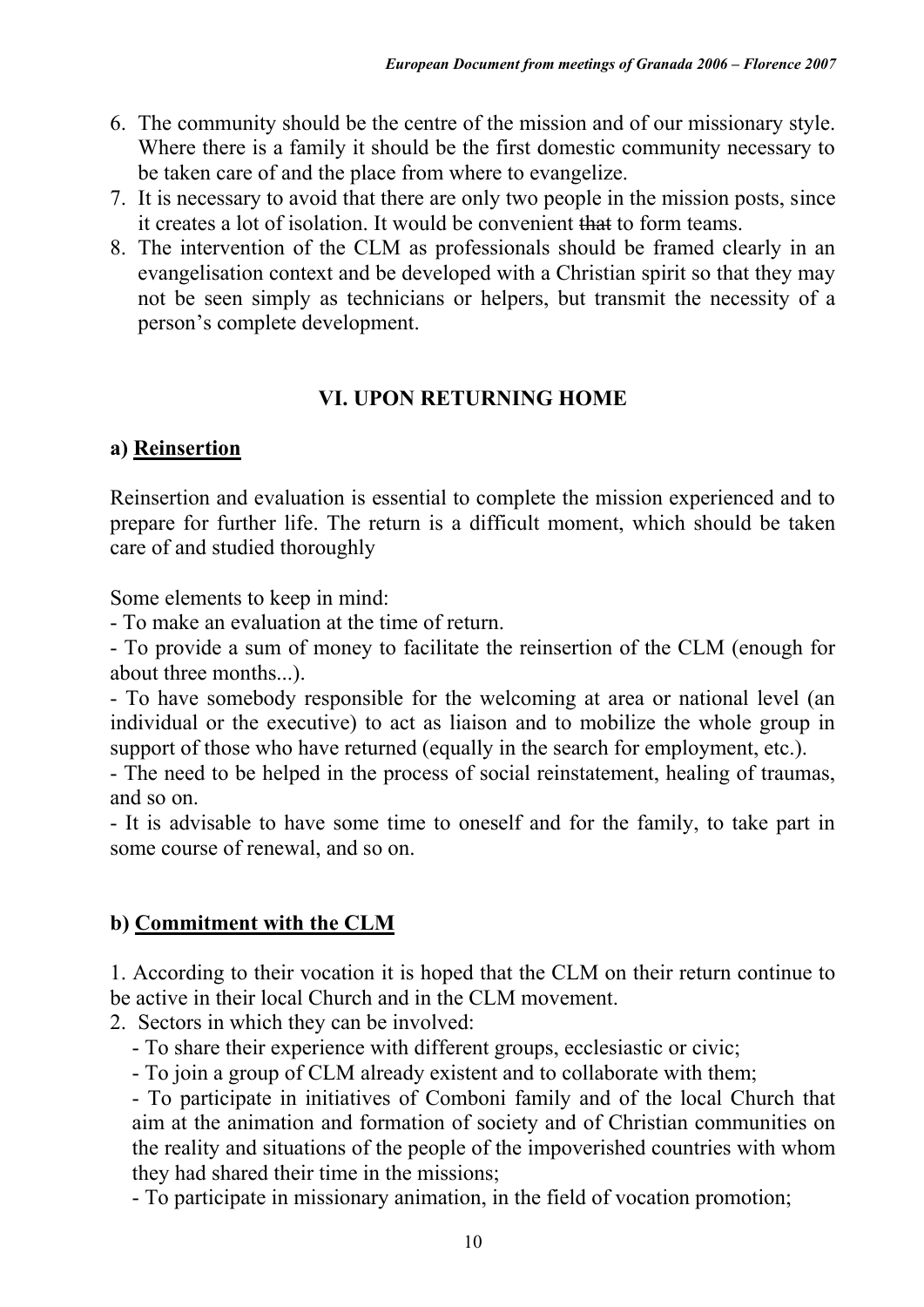6. The community should be the centre of the mission and of our missionary style. Where there is a family it should be the first domestic community necessary to be taken care of and the place from where to evangelize.
7. It is necessary to avoid that there are only two people in the mission posts, since it creates a lot of isolation. It would be convenient ~~that~~ to form teams.
8. The intervention of the CLM as professionals should be framed clearly in an evangelisation context and be developed with a Christian spirit so that they may not be seen simply as technicians or helpers, but transmit the necessity of a person's complete development.

## VI. UPON RETURNING HOME

### a) Reinsertion

Reinsertion and evaluation is essential to complete the mission experienced and to prepare for further life. The return is a difficult moment, which should be taken care of and studied thoroughly

Some elements to keep in mind:

- To make an evaluation at the time of return.
- To provide a sum of money to facilitate the reinsertion of the CLM (enough for about three months...).
- To have somebody responsible for the welcoming at area or national level (an individual or the executive) to act as liaison and to mobilize the whole group in support of those who have returned (equally in the search for employment, etc.).
- The need to be helped in the process of social reinstatement, healing of traumas, and so on.
- It is advisable to have some time to oneself and for the family, to take part in some course of renewal, and so on.

### b) Commitment with the CLM

1. According to their vocation it is hoped that the CLM on their return continue to be active in their local Church and in the CLM movement.
2. Sectors in which they can be involved:
   - To share their experience with different groups, ecclesiastic or civic;
   - To join a group of CLM already existent and to collaborate with them;
   - To participate in initiatives of Comboni family and of the local Church that aim at the animation and formation of society and of Christian communities on the reality and situations of the people of the impoverished countries with whom they had shared their time in the missions;
   - To participate in missionary animation, in the field of vocation promotion;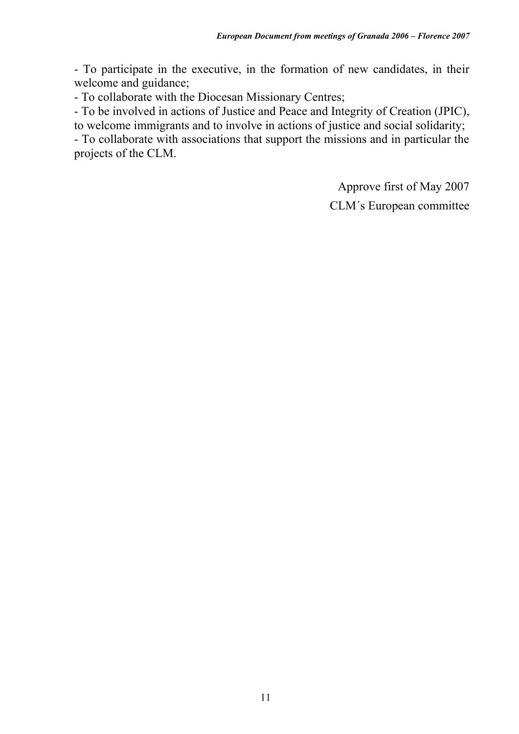- To participate in the executive, in the formation of new candidates, in their welcome and guidance;
- To collaborate with the Diocesan Missionary Centres;
- To be involved in actions of Justice and Peace and Integrity of Creation (JPIC), to welcome immigrants and to involve in actions of justice and social solidarity;
- To collaborate with associations that support the missions and in particular the projects of the CLM.

Approve first of May 2007

CLM´s European committee